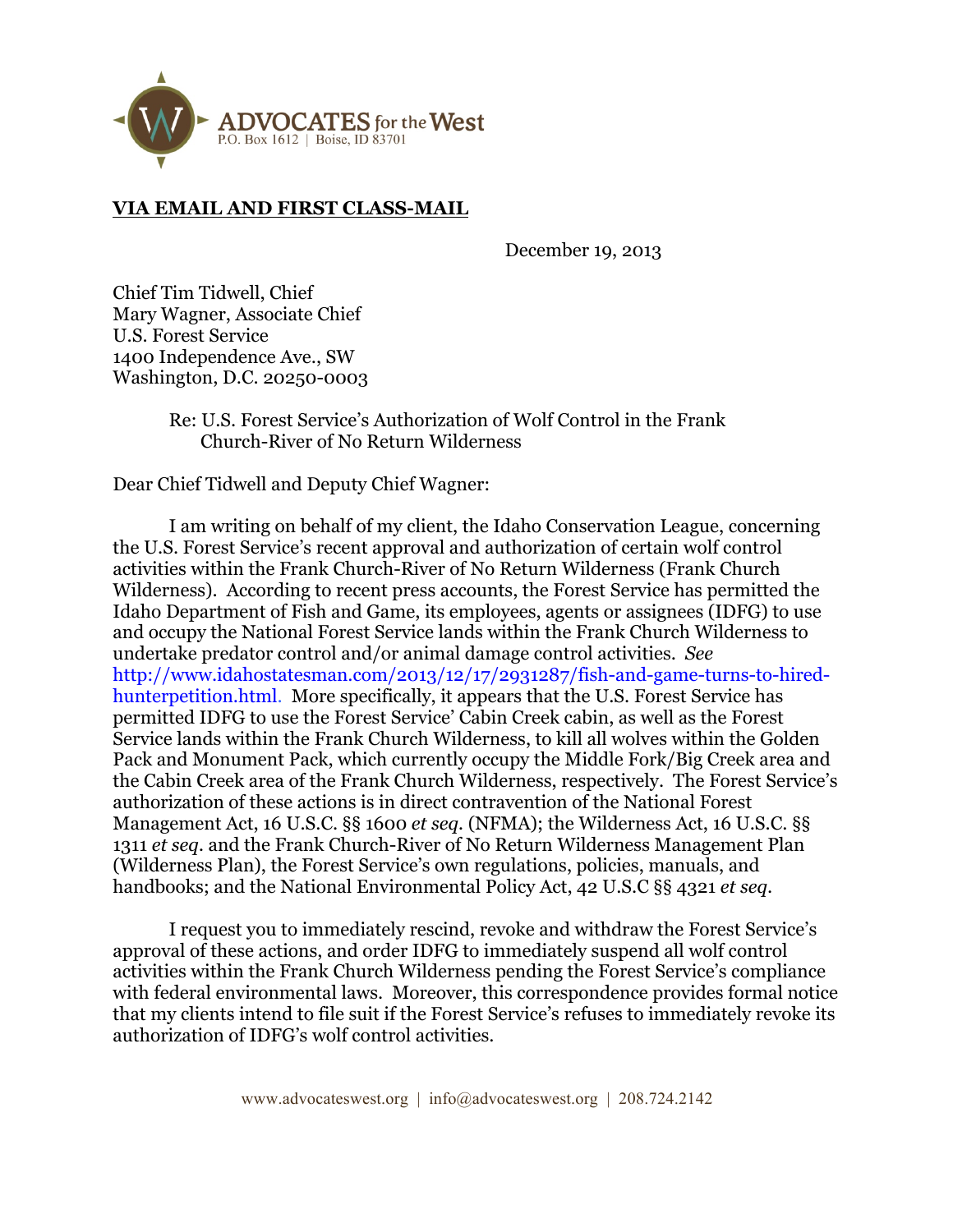**ADVOCATES for the West**
P.O. Box 1612 | Boise, ID 83701

**VIA EMAIL AND FIRST CLASS-MAIL**

December 19, 2013

Chief Tim Tidwell, Chief
Mary Wagner, Associate Chief
U.S. Forest Service
1400 Independence Ave., SW
Washington, D.C. 20250-0003

Re: U.S. Forest Service's Authorization of Wolf Control in the Frank Church-River of No Return Wilderness

Dear Chief Tidwell and Deputy Chief Wagner:

I am writing on behalf of my client, the Idaho Conservation League, concerning the U.S. Forest Service's recent approval and authorization of certain wolf control activities within the Frank Church-River of No Return Wilderness (Frank Church Wilderness). According to recent press accounts, the Forest Service has permitted the Idaho Department of Fish and Game, its employees, agents or assignees (IDFG) to use and occupy the National Forest Service lands within the Frank Church Wilderness to undertake predator control and/or animal damage control activities. *See* http://www.idahostatesman.com/2013/12/17/2931287/fish-and-game-turns-to-hired-hunterpetition.html. More specifically, it appears that the U.S. Forest Service has permitted IDFG to use the Forest Service' Cabin Creek cabin, as well as the Forest Service lands within the Frank Church Wilderness, to kill all wolves within the Golden Pack and Monument Pack, which currently occupy the Middle Fork/Big Creek area and the Cabin Creek area of the Frank Church Wilderness, respectively. The Forest Service's authorization of these actions is in direct contravention of the National Forest Management Act, 16 U.S.C. §§ 1600 *et seq.* (NFMA); the Wilderness Act, 16 U.S.C. §§ 1311 *et seq.* and the Frank Church-River of No Return Wilderness Management Plan (Wilderness Plan), the Forest Service's own regulations, policies, manuals, and handbooks; and the National Environmental Policy Act, 42 U.S.C §§ 4321 *et seq.*

I request you to immediately rescind, revoke and withdraw the Forest Service's approval of these actions, and order IDFG to immediately suspend all wolf control activities within the Frank Church Wilderness pending the Forest Service's compliance with federal environmental laws. Moreover, this correspondence provides formal notice that my clients intend to file suit if the Forest Service's refuses to immediately revoke its authorization of IDFG's wolf control activities.

www.advocateswest.org | info@advocateswest.org | 208.724.2142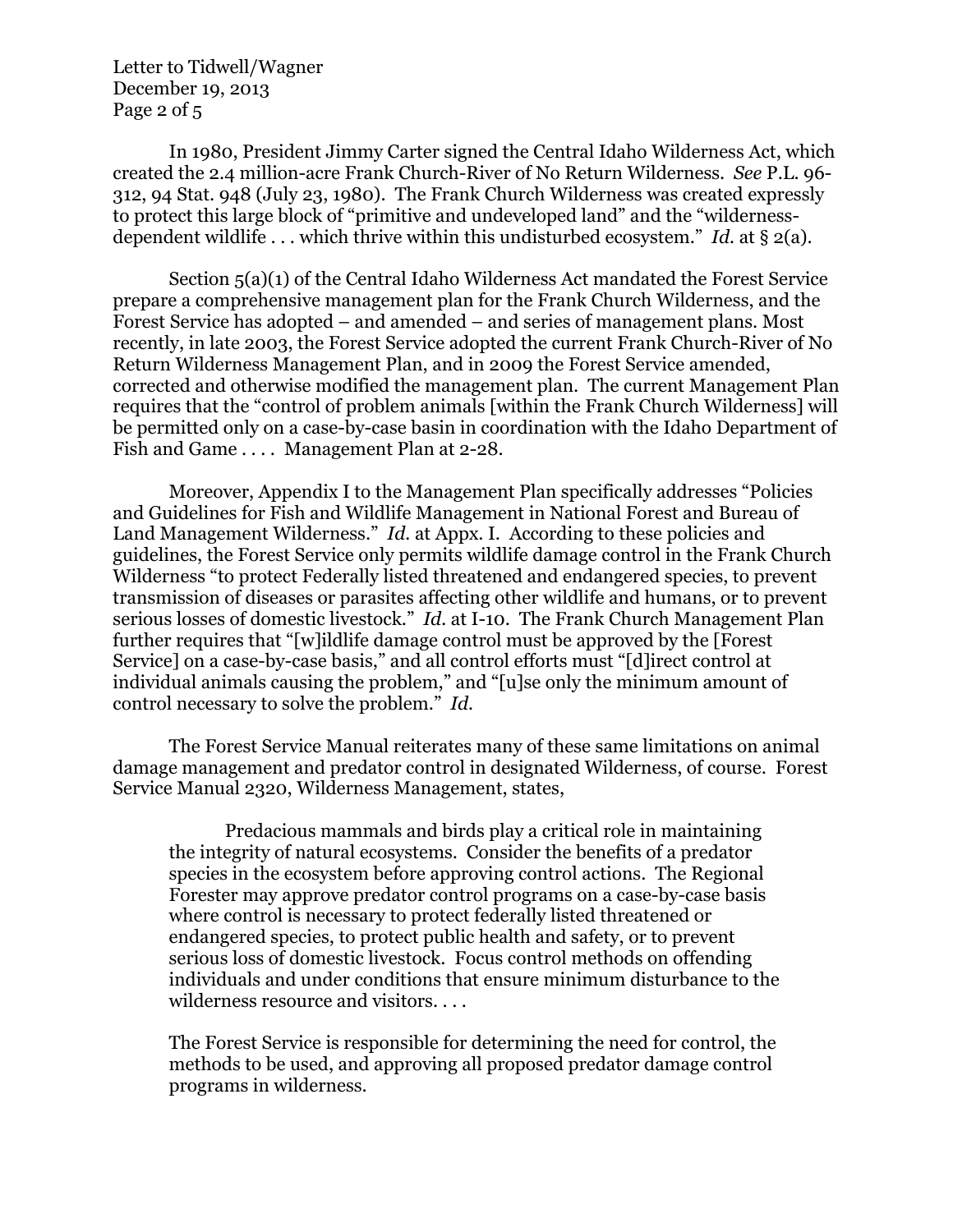In 1980, President Jimmy Carter signed the Central Idaho Wilderness Act, which created the 2.4 million-acre Frank Church-River of No Return Wilderness. *See* P.L. 96-312, 94 Stat. 948 (July 23, 1980). The Frank Church Wilderness was created expressly to protect this large block of "primitive and undeveloped land" and the "wilderness-dependent wildlife . . . which thrive within this undisturbed ecosystem." *Id.* at § 2(a).

Section 5(a)(1) of the Central Idaho Wilderness Act mandated the Forest Service prepare a comprehensive management plan for the Frank Church Wilderness, and the Forest Service has adopted – and amended – and series of management plans. Most recently, in late 2003, the Forest Service adopted the current Frank Church-River of No Return Wilderness Management Plan, and in 2009 the Forest Service amended, corrected and otherwise modified the management plan. The current Management Plan requires that the "control of problem animals [within the Frank Church Wilderness] will be permitted only on a case-by-case basin in coordination with the Idaho Department of Fish and Game . . . . Management Plan at 2-28.

Moreover, Appendix I to the Management Plan specifically addresses "Policies and Guidelines for Fish and Wildlife Management in National Forest and Bureau of Land Management Wilderness." *Id.* at Appx. I. According to these policies and guidelines, the Forest Service only permits wildlife damage control in the Frank Church Wilderness "to protect Federally listed threatened and endangered species, to prevent transmission of diseases or parasites affecting other wildlife and humans, or to prevent serious losses of domestic livestock." *Id.* at I-10. The Frank Church Management Plan further requires that "[w]ildlife damage control must be approved by the [Forest Service] on a case-by-case basis," and all control efforts must "[d]irect control at individual animals causing the problem," and "[u]se only the minimum amount of control necessary to solve the problem." *Id.*

The Forest Service Manual reiterates many of these same limitations on animal damage management and predator control in designated Wilderness, of course. Forest Service Manual 2320, Wilderness Management, states,

> Predacious mammals and birds play a critical role in maintaining the integrity of natural ecosystems. Consider the benefits of a predator species in the ecosystem before approving control actions. The Regional Forester may approve predator control programs on a case-by-case basis where control is necessary to protect federally listed threatened or endangered species, to protect public health and safety, or to prevent serious loss of domestic livestock. Focus control methods on offending individuals and under conditions that ensure minimum disturbance to the wilderness resource and visitors. . . .
>
> The Forest Service is responsible for determining the need for control, the methods to be used, and approving all proposed predator damage control programs in wilderness.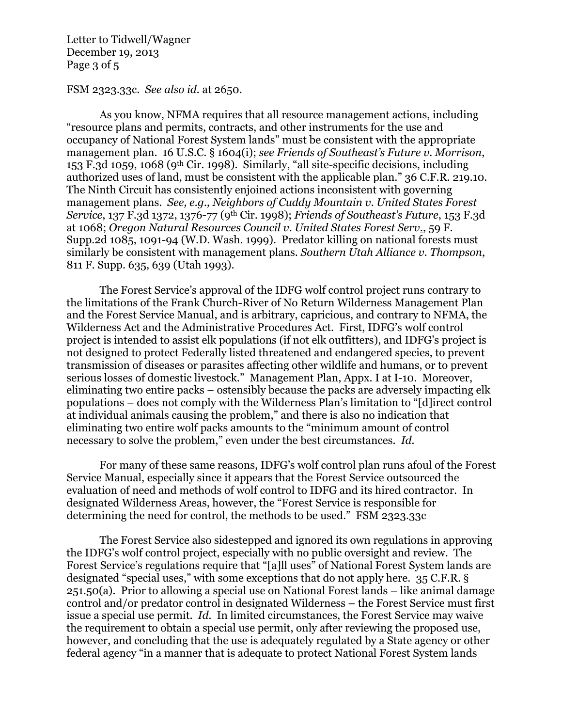FSM 2323.33c. *See also id.* at 2650.

As you know, NFMA requires that all resource management actions, including "resource plans and permits, contracts, and other instruments for the use and occupancy of National Forest System lands" must be consistent with the appropriate management plan. 16 U.S.C. § 1604(i); *see Friends of Southeast's Future v. Morrison*, 153 F.3d 1059, 1068 (9th Cir. 1998). Similarly, "all site-specific decisions, including authorized uses of land, must be consistent with the applicable plan." 36 C.F.R. 219.10. The Ninth Circuit has consistently enjoined actions inconsistent with governing management plans. *See, e.g., Neighbors of Cuddy Mountain v. United States Forest Service*, 137 F.3d 1372, 1376-77 (9th Cir. 1998); *Friends of Southeast's Future*, 153 F.3d at 1068; *Oregon Natural Resources Council v. United States Forest Serv.*, 59 F. Supp.2d 1085, 1091-94 (W.D. Wash. 1999). Predator killing on national forests must similarly be consistent with management plans. *Southern Utah Alliance v. Thompson*, 811 F. Supp. 635, 639 (Utah 1993).

The Forest Service's approval of the IDFG wolf control project runs contrary to the limitations of the Frank Church-River of No Return Wilderness Management Plan and the Forest Service Manual, and is arbitrary, capricious, and contrary to NFMA, the Wilderness Act and the Administrative Procedures Act. First, IDFG's wolf control project is intended to assist elk populations (if not elk outfitters), and IDFG's project is not designed to protect Federally listed threatened and endangered species, to prevent transmission of diseases or parasites affecting other wildlife and humans, or to prevent serious losses of domestic livestock." Management Plan, Appx. I at I-10. Moreover, eliminating two entire packs – ostensibly because the packs are adversely impacting elk populations – does not comply with the Wilderness Plan's limitation to "[d]irect control at individual animals causing the problem," and there is also no indication that eliminating two entire wolf packs amounts to the "minimum amount of control necessary to solve the problem," even under the best circumstances. *Id.*

For many of these same reasons, IDFG's wolf control plan runs afoul of the Forest Service Manual, especially since it appears that the Forest Service outsourced the evaluation of need and methods of wolf control to IDFG and its hired contractor. In designated Wilderness Areas, however, the "Forest Service is responsible for determining the need for control, the methods to be used." FSM 2323.33c

The Forest Service also sidestepped and ignored its own regulations in approving the IDFG's wolf control project, especially with no public oversight and review. The Forest Service's regulations require that "[a]ll uses" of National Forest System lands are designated "special uses," with some exceptions that do not apply here. 35 C.F.R. § 251.50(a). Prior to allowing a special use on National Forest lands – like animal damage control and/or predator control in designated Wilderness – the Forest Service must first issue a special use permit. *Id.* In limited circumstances, the Forest Service may waive the requirement to obtain a special use permit, only after reviewing the proposed use, however, and concluding that the use is adequately regulated by a State agency or other federal agency "in a manner that is adequate to protect National Forest System lands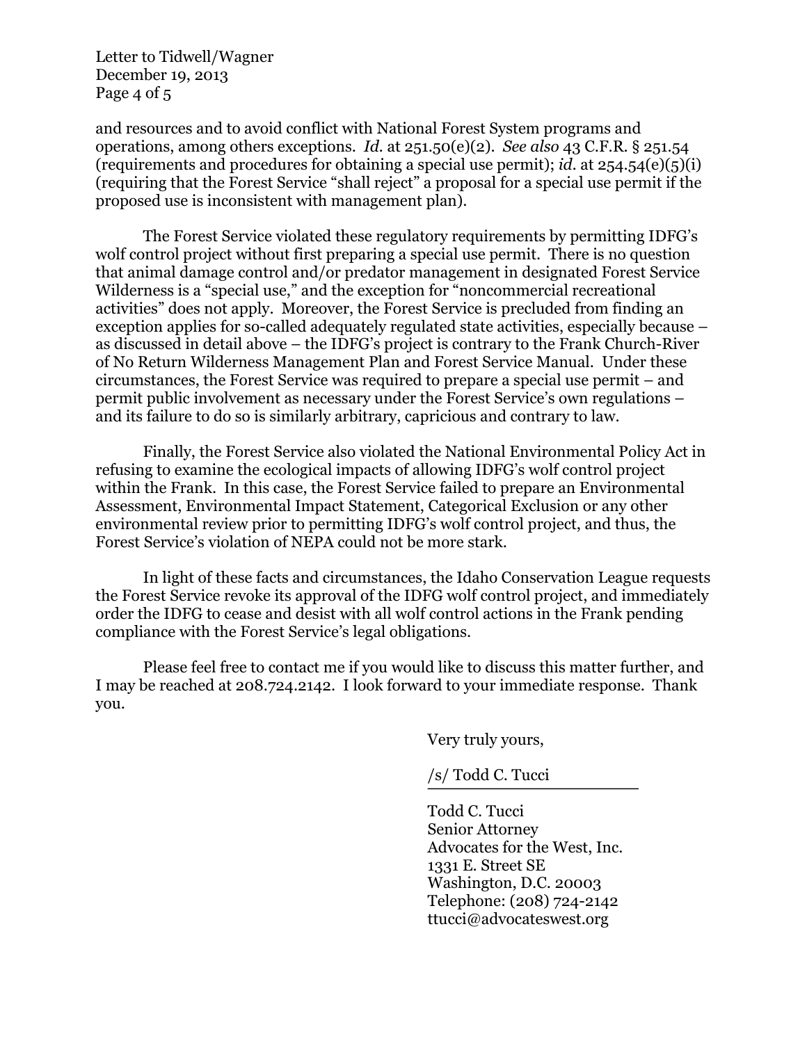and resources and to avoid conflict with National Forest System programs and operations, among others exceptions. *Id.* at 251.50(e)(2). *See also* 43 C.F.R. § 251.54 (requirements and procedures for obtaining a special use permit); *id.* at 254.54(e)(5)(i) (requiring that the Forest Service "shall reject" a proposal for a special use permit if the proposed use is inconsistent with management plan).

The Forest Service violated these regulatory requirements by permitting IDFG's wolf control project without first preparing a special use permit. There is no question that animal damage control and/or predator management in designated Forest Service Wilderness is a "special use," and the exception for "noncommercial recreational activities" does not apply. Moreover, the Forest Service is precluded from finding an exception applies for so-called adequately regulated state activities, especially because – as discussed in detail above – the IDFG's project is contrary to the Frank Church-River of No Return Wilderness Management Plan and Forest Service Manual. Under these circumstances, the Forest Service was required to prepare a special use permit – and permit public involvement as necessary under the Forest Service's own regulations – and its failure to do so is similarly arbitrary, capricious and contrary to law.

Finally, the Forest Service also violated the National Environmental Policy Act in refusing to examine the ecological impacts of allowing IDFG's wolf control project within the Frank. In this case, the Forest Service failed to prepare an Environmental Assessment, Environmental Impact Statement, Categorical Exclusion or any other environmental review prior to permitting IDFG's wolf control project, and thus, the Forest Service's violation of NEPA could not be more stark.

In light of these facts and circumstances, the Idaho Conservation League requests the Forest Service revoke its approval of the IDFG wolf control project, and immediately order the IDFG to cease and desist with all wolf control actions in the Frank pending compliance with the Forest Service's legal obligations.

Please feel free to contact me if you would like to discuss this matter further, and I may be reached at 208.724.2142. I look forward to your immediate response. Thank you.

Very truly yours,

/s/ Todd C. Tucci

Todd C. Tucci
Senior Attorney
Advocates for the West, Inc.
1331 E. Street SE
Washington, D.C. 20003
Telephone: (208) 724-2142
ttucci@advocateswest.org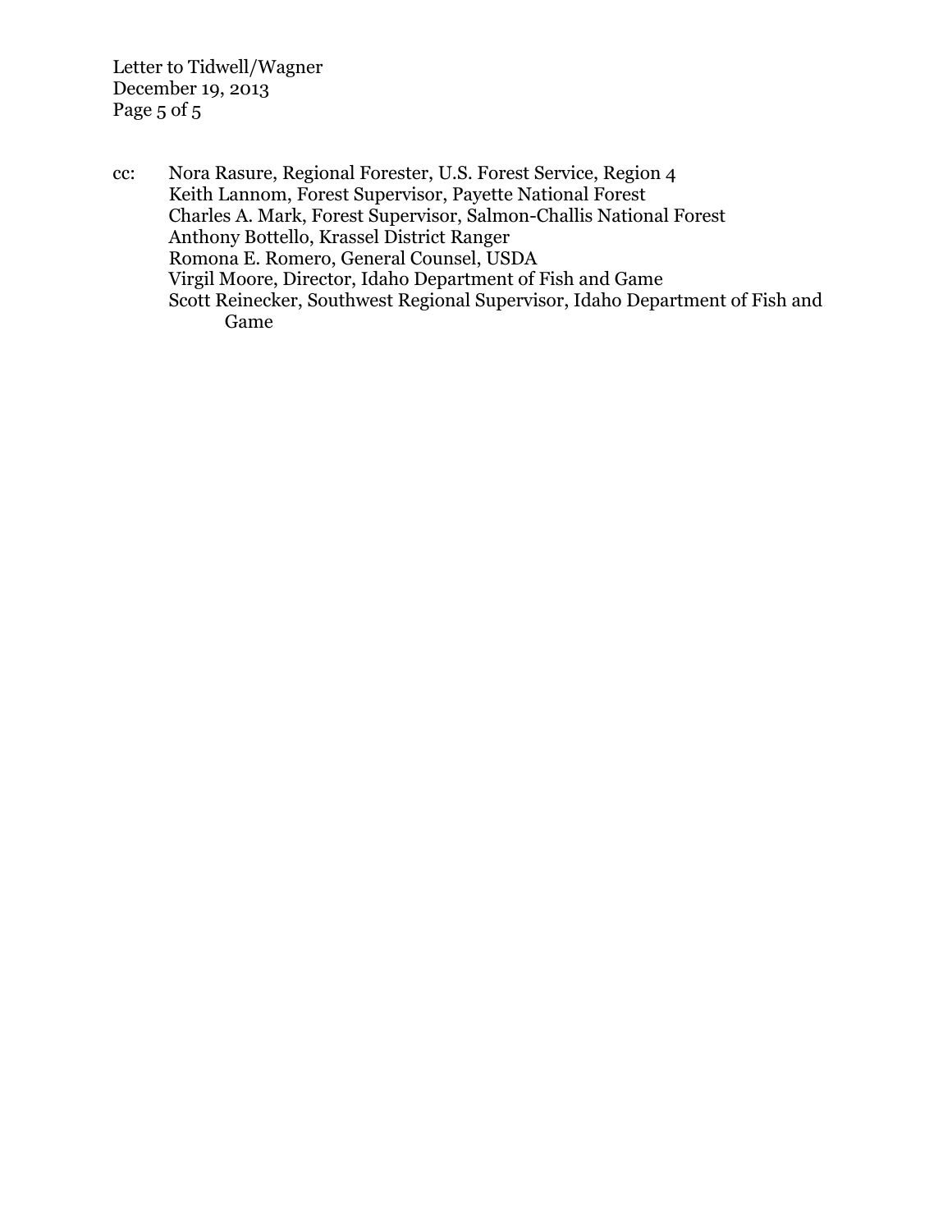cc: Nora Rasure, Regional Forester, U.S. Forest Service, Region 4
Keith Lannom, Forest Supervisor, Payette National Forest
Charles A. Mark, Forest Supervisor, Salmon-Challis National Forest
Anthony Bottello, Krassel District Ranger
Romona E. Romero, General Counsel, USDA
Virgil Moore, Director, Idaho Department of Fish and Game
Scott Reinecker, Southwest Regional Supervisor, Idaho Department of Fish and Game